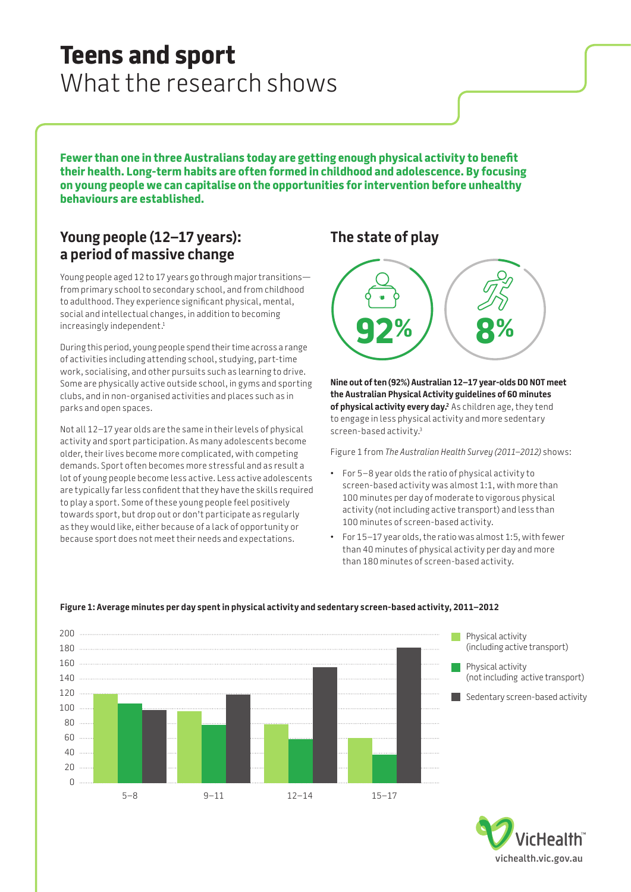# Teens and sport

## What the research shows

**Fewer than one in three Australians today are getting enough physical activity to benefit their health. Long-term habits are often formed in childhood and adolescence. By focusing on young people we can capitalise on the opportunities for intervention before unhealthy behaviours are established.**

## Young people (12–17 years): a period of massive change

Young people aged 12 to 17 years go through major transitions—from primary school to secondary school, and from childhood to adulthood. They experience significant physical, mental, social and intellectual changes, in addition to becoming increasingly independent.[1]

During this period, young people spend their time across a range of activities including attending school, studying, part-time work, socialising, and other pursuits such as learning to drive. Some are physically active outside school, in gyms and sporting clubs, and in non-organised activities and places such as in parks and open spaces.

Not all 12–17 year olds are the same in their levels of physical activity and sport participation. As many adolescents become older, their lives become more complicated, with competing demands. Sport often becomes more stressful and as result a lot of young people become less active. Less active adolescents are typically far less confident that they have the skills required to play a sport. Some of these young people feel positively towards sport, but drop out or don't participate as regularly as they would like, either because of a lack of opportunity or because sport does not meet their needs and expectations.

## The state of play

92%

8%

**Nine out of ten (92%) Australian 12–17 year-olds DO NOT meet the Australian Physical Activity guidelines of 60 minutes of physical activity every day.**[2] As children age, they tend to engage in less physical activity and more sedentary screen-based activity.[3]

Figure 1 from *The Australian Health Survey (2011–2012)* shows:

- For 5–8 year olds the ratio of physical activity to screen-based activity was almost 1:1, with more than 100 minutes per day of moderate to vigorous physical activity (not including active transport) and less than 100 minutes of screen-based activity.
- For 15–17 year olds, the ratio was almost 1:5, with fewer than 40 minutes of physical activity per day and more than 180 minutes of screen-based activity.

**Figure 1: Average minutes per day spent in physical activity and sedentary screen-based activity, 2011–2012**

| Age group | Physical activity (including active transport) | Physical activity (not including active transport) | Sedentary screen-based activity |
|---|---|---|---|
| 5–8 | ~120 | ~107 | ~98 |
| 9–11 | ~97 | ~78 | ~119 |
| 12–14 | ~79 | ~59 | ~156 |
| 15–17 | ~60 | ~38 | ~182 |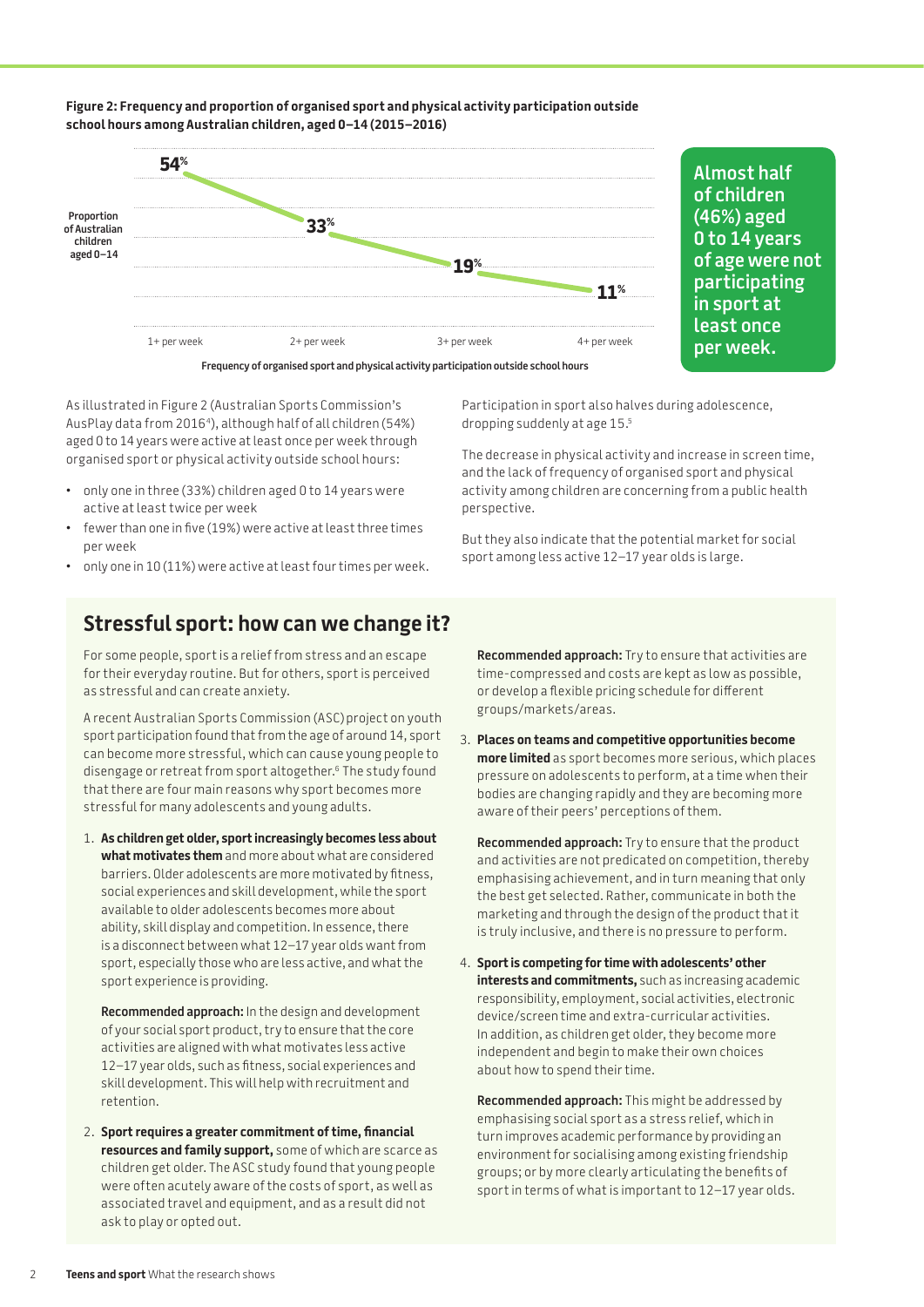**Figure 2: Frequency and proportion of organised sport and physical activity participation outside school hours among Australian children, aged 0–14 (2015–2016)**

| Frequency of organised sport and physical activity participation outside school hours | Proportion of Australian children aged 0–14 |
|---|---|
| 1+ per week | 54% |
| 2+ per week | 33% |
| 3+ per week | 19% |
| 4+ per week | 11% |

**Almost half of children (46%) aged 0 to 14 years of age were not participating in sport at least once per week.**

As illustrated in Figure 2 (Australian Sports Commission's AusPlay data from 2016[4]), although half of all children (54%) aged 0 to 14 years were active at least once per week through organised sport or physical activity outside school hours:

- only one in three (33%) children aged 0 to 14 years were active at least twice per week
- fewer than one in five (19%) were active at least three times per week
- only one in 10 (11%) were active at least four times per week.

Participation in sport also halves during adolescence, dropping suddenly at age 15.[5]

The decrease in physical activity and increase in screen time, and the lack of frequency of organised sport and physical activity among children are concerning from a public health perspective.

But they also indicate that the potential market for social sport among less active 12–17 year olds is large.

## Stressful sport: how can we change it?

For some people, sport is a relief from stress and an escape for their everyday routine. But for others, sport is perceived as stressful and can create anxiety.

A recent Australian Sports Commission (ASC) project on youth sport participation found that from the age of around 14, sport can become more stressful, which can cause young people to disengage or retreat from sport altogether.[6] The study found that there are four main reasons why sport becomes more stressful for many adolescents and young adults.

1. **As children get older, sport increasingly becomes less about what motivates them** and more about what are considered barriers. Older adolescents are more motivated by fitness, social experiences and skill development, while the sport available to older adolescents becomes more about ability, skill display and competition. In essence, there is a disconnect between what 12–17 year olds want from sport, especially those who are less active, and what the sport experience is providing.

   **Recommended approach:** In the design and development of your social sport product, try to ensure that the core activities are aligned with what motivates less active 12–17 year olds, such as fitness, social experiences and skill development. This will help with recruitment and retention.

2. **Sport requires a greater commitment of time, financial resources and family support,** some of which are scarce as children get older. The ASC study found that young people were often acutely aware of the costs of sport, as well as associated travel and equipment, and as a result did not ask to play or opted out.

   **Recommended approach:** Try to ensure that activities are time-compressed and costs are kept as low as possible, or develop a flexible pricing schedule for different groups/markets/areas.

3. **Places on teams and competitive opportunities become more limited** as sport becomes more serious, which places pressure on adolescents to perform, at a time when their bodies are changing rapidly and they are becoming more aware of their peers' perceptions of them.

   **Recommended approach:** Try to ensure that the product and activities are not predicated on competition, thereby emphasising achievement, and in turn meaning that only the best get selected. Rather, communicate in both the marketing and through the design of the product that it is truly inclusive, and there is no pressure to perform.

4. **Sport is competing for time with adolescents' other interests and commitments,** such as increasing academic responsibility, employment, social activities, electronic device/screen time and extra-curricular activities. In addition, as children get older, they become more independent and begin to make their own choices about how to spend their time.

   **Recommended approach:** This might be addressed by emphasising social sport as a stress relief, which in turn improves academic performance by providing an environment for socialising among existing friendship groups; or by more clearly articulating the benefits of sport in terms of what is important to 12–17 year olds.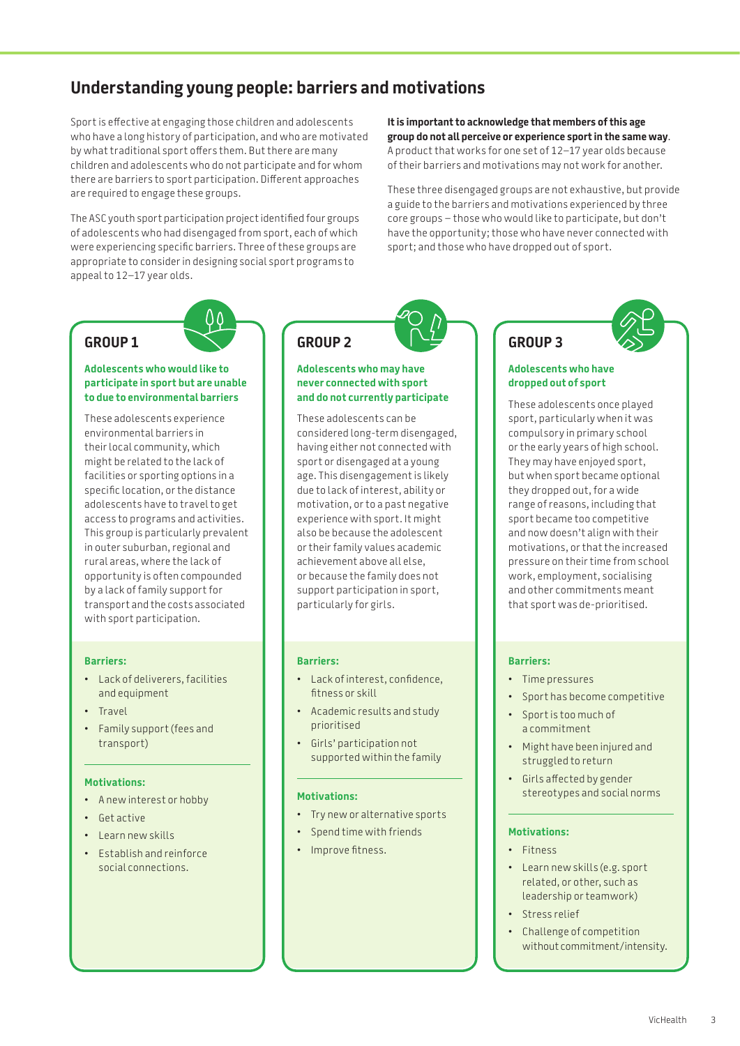## Understanding young people: barriers and motivations

Sport is effective at engaging those children and adolescents who have a long history of participation, and who are motivated by what traditional sport offers them. But there are many children and adolescents who do not participate and for whom there are barriers to sport participation. Different approaches are required to engage these groups.

The ASC youth sport participation project identified four groups of adolescents who had disengaged from sport, each of which were experiencing specific barriers. Three of these groups are appropriate to consider in designing social sport programs to appeal to 12–17 year olds.

**It is important to acknowledge that members of this age group do not all perceive or experience sport in the same way**. A product that works for one set of 12–17 year olds because of their barriers and motivations may not work for another.

These three disengaged groups are not exhaustive, but provide a guide to the barriers and motivations experienced by three core groups – those who would like to participate, but don't have the opportunity; those who have never connected with sport; and those who have dropped out of sport.

### GROUP 1

**Adolescents who would like to participate in sport but are unable to due to environmental barriers**

These adolescents experience environmental barriers in their local community, which might be related to the lack of facilities or sporting options in a specific location, or the distance adolescents have to travel to get access to programs and activities. This group is particularly prevalent in outer suburban, regional and rural areas, where the lack of opportunity is often compounded by a lack of family support for transport and the costs associated with sport participation.

**Barriers:**

- Lack of deliverers, facilities and equipment
- Travel
- Family support (fees and transport)

**Motivations:**

- A new interest or hobby
- Get active
- Learn new skills
- Establish and reinforce social connections.

### GROUP 2

**Adolescents who may have never connected with sport and do not currently participate**

These adolescents can be considered long-term disengaged, having either not connected with sport or disengaged at a young age. This disengagement is likely due to lack of interest, ability or motivation, or to a past negative experience with sport. It might also be because the adolescent or their family values academic achievement above all else, or because the family does not support participation in sport, particularly for girls.

**Barriers:**

- Lack of interest, confidence, fitness or skill
- Academic results and study prioritised
- Girls' participation not supported within the family

**Motivations:**

- Try new or alternative sports
- Spend time with friends
- Improve fitness.

### GROUP 3

**Adolescents who have dropped out of sport**

These adolescents once played sport, particularly when it was compulsory in primary school or the early years of high school. They may have enjoyed sport, but when sport became optional they dropped out, for a wide range of reasons, including that sport became too competitive and now doesn't align with their motivations, or that the increased pressure on their time from school work, employment, socialising and other commitments meant that sport was de-prioritised.

**Barriers:**

- Time pressures
- Sport has become competitive
- Sport is too much of a commitment
- Might have been injured and struggled to return
- Girls affected by gender stereotypes and social norms

**Motivations:**

- Fitness
- Learn new skills (e.g. sport related, or other, such as leadership or teamwork)
- Stress relief
- Challenge of competition without commitment/intensity.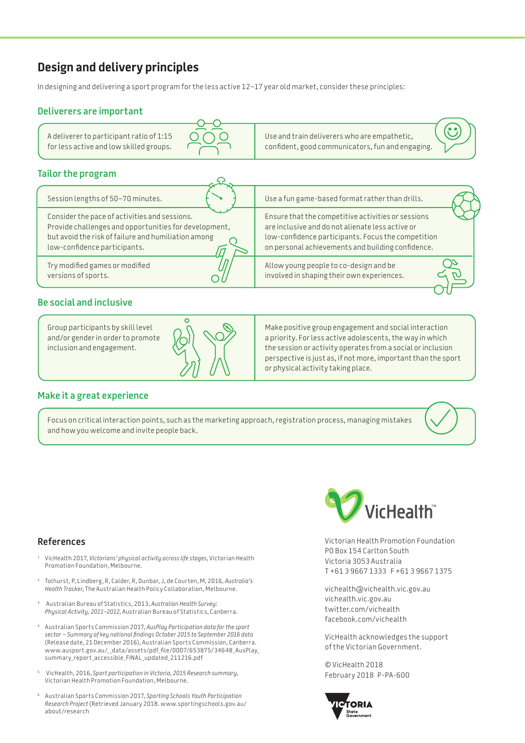## Design and delivery principles

In designing and delivering a sport program for the less active 12–17 year old market, consider these principles:

### Deliverers are important

| | |
|---|---|
| A deliverer to participant ratio of 1:15 for less active and low skilled groups. | Use and train deliverers who are empathetic, confident, good communicators, fun and engaging. |

### Tailor the program

| | |
|---|---|
| Session lengths of 50–70 minutes. | Use a fun game-based format rather than drills. |
| Consider the pace of activities and sessions. Provide challenges and opportunities for development, but avoid the risk of failure and humiliation among low-confidence participants. | Ensure that the competitive activities or sessions are inclusive and do not alienate less active or low-confidence participants. Focus the competition on personal achievements and building confidence. |
| Try modified games or modified versions of sports. | Allow young people to co-design and be involved in shaping their own experiences. |

### Be social and inclusive

| | |
|---|---|
| Group participants by skill level and/or gender in order to promote inclusion and engagement. | Make positive group engagement and social interaction a priority. For less active adolescents, the way in which the session or activity operates from a social or inclusion perspective is just as, if not more, important than the sport or physical activity taking place. |

### Make it a great experience

Focus on critical interaction points, such as the marketing approach, registration process, managing mistakes and how you welcome and invite people back.

## References

1. VicHealth 2017, *Victorians' physical activity across life stages*, Victorian Health Promotion Foundation, Melbourne.
2. Tolhurst, P, Lindberg, R, Calder, R, Dunbar, J, de Courten, M, 2016, *Australia's Health Tracker*, The Australian Health Policy Collaboration, Melbourne.
3. Australian Bureau of Statistics, 2013, *Australian Health Survey: Physical Activity, 2011–2012*, Australian Bureau of Statistics, Canberra.
4. Australian Sports Commission 2017, *AusPlay Participation data for the sport sector – Summary of key national findings October 2015 to September 2016 data* (Release date, 21 December 2016), Australian Sports Commission, Canberra. www.ausport.gov.au/__data/assets/pdf_file/0007/653875/34648_AusPlay_summary_report_accessible_FINAL_updated_211216.pdf
5. VicHealth, 2016, *Sport participation in Victoria, 2015 Research summary*, Victorian Health Promotion Foundation, Melbourne.
6. Australian Sports Commission 2017, *Sporting Schools Youth Participation Research Project* (Retrieved January 2018. www.sportingschools.gov.au/about/research

VicHealth™

Victorian Health Promotion Foundation
PO Box 154 Carlton South
Victoria 3053 Australia
T +61 3 9667 1333 F +61 3 9667 1375

vichealth@vichealth.vic.gov.au
vichealth.vic.gov.au
twitter.com/vichealth
facebook.com/vichealth

VicHealth acknowledges the support of the Victorian Government.

© VicHealth 2018
February 2018 P-PA-600

VICTORIA State Government